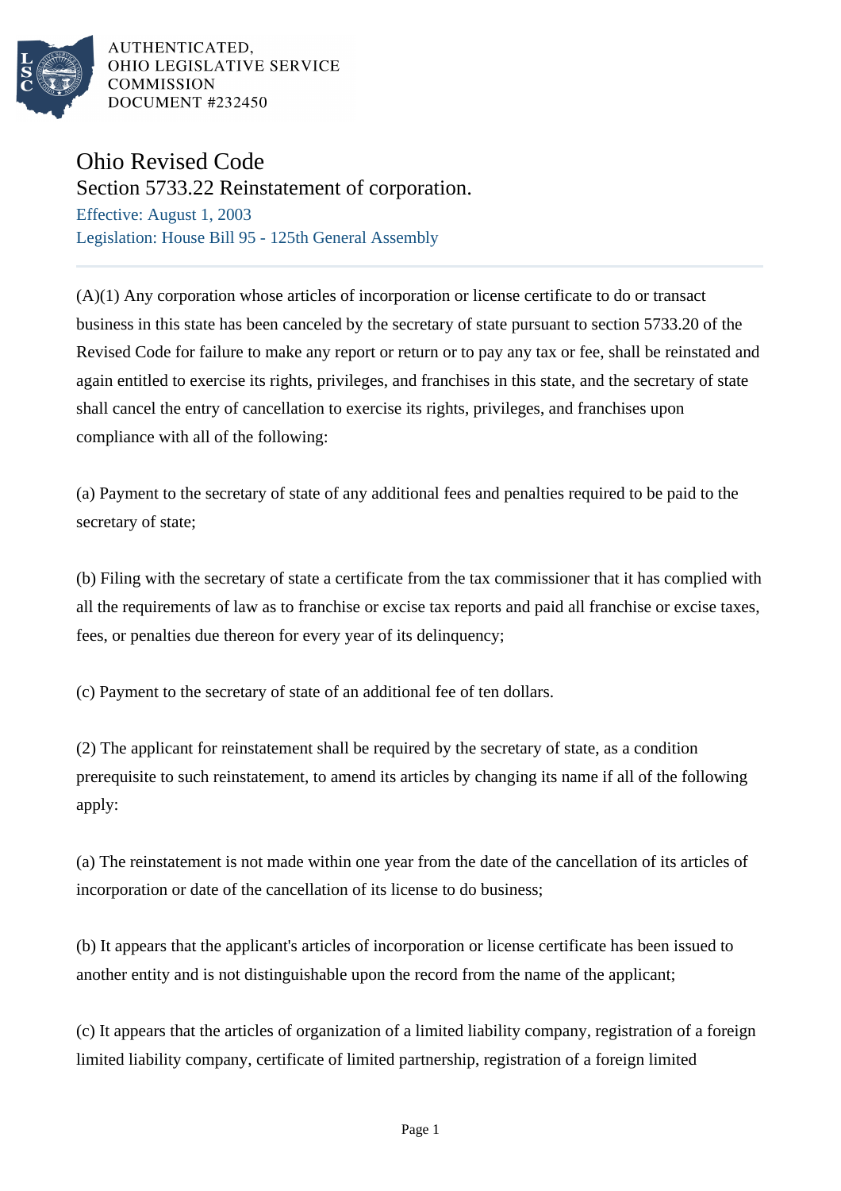AUTHENTICATED,
OHIO LEGISLATIVE SERVICE
COMMISSION
DOCUMENT #232450

# Ohio Revised Code

## Section 5733.22 Reinstatement of corporation.

Effective: August 1, 2003

Legislation: House Bill 95 - 125th General Assembly

(A)(1) Any corporation whose articles of incorporation or license certificate to do or transact business in this state has been canceled by the secretary of state pursuant to section 5733.20 of the Revised Code for failure to make any report or return or to pay any tax or fee, shall be reinstated and again entitled to exercise its rights, privileges, and franchises in this state, and the secretary of state shall cancel the entry of cancellation to exercise its rights, privileges, and franchises upon compliance with all of the following:

(a) Payment to the secretary of state of any additional fees and penalties required to be paid to the secretary of state;

(b) Filing with the secretary of state a certificate from the tax commissioner that it has complied with all the requirements of law as to franchise or excise tax reports and paid all franchise or excise taxes, fees, or penalties due thereon for every year of its delinquency;

(c) Payment to the secretary of state of an additional fee of ten dollars.

(2) The applicant for reinstatement shall be required by the secretary of state, as a condition prerequisite to such reinstatement, to amend its articles by changing its name if all of the following apply:

(a) The reinstatement is not made within one year from the date of the cancellation of its articles of incorporation or date of the cancellation of its license to do business;

(b) It appears that the applicant's articles of incorporation or license certificate has been issued to another entity and is not distinguishable upon the record from the name of the applicant;

(c) It appears that the articles of organization of a limited liability company, registration of a foreign limited liability company, certificate of limited partnership, registration of a foreign limited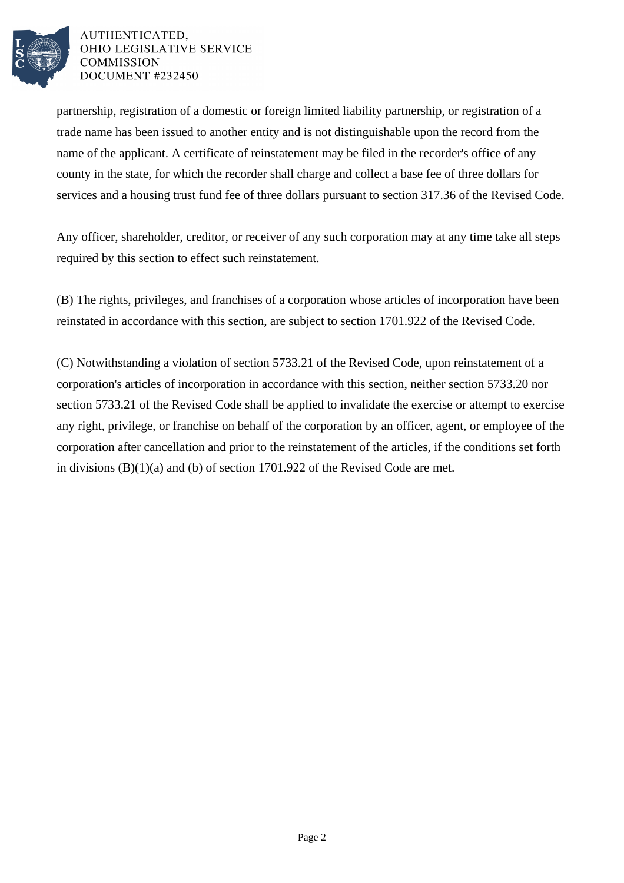partnership, registration of a domestic or foreign limited liability partnership, or registration of a trade name has been issued to another entity and is not distinguishable upon the record from the name of the applicant. A certificate of reinstatement may be filed in the recorder's office of any county in the state, for which the recorder shall charge and collect a base fee of three dollars for services and a housing trust fund fee of three dollars pursuant to section 317.36 of the Revised Code.

Any officer, shareholder, creditor, or receiver of any such corporation may at any time take all steps required by this section to effect such reinstatement.

(B) The rights, privileges, and franchises of a corporation whose articles of incorporation have been reinstated in accordance with this section, are subject to section 1701.922 of the Revised Code.

(C) Notwithstanding a violation of section 5733.21 of the Revised Code, upon reinstatement of a corporation's articles of incorporation in accordance with this section, neither section 5733.20 nor section 5733.21 of the Revised Code shall be applied to invalidate the exercise or attempt to exercise any right, privilege, or franchise on behalf of the corporation by an officer, agent, or employee of the corporation after cancellation and prior to the reinstatement of the articles, if the conditions set forth in divisions (B)(1)(a) and (b) of section 1701.922 of the Revised Code are met.